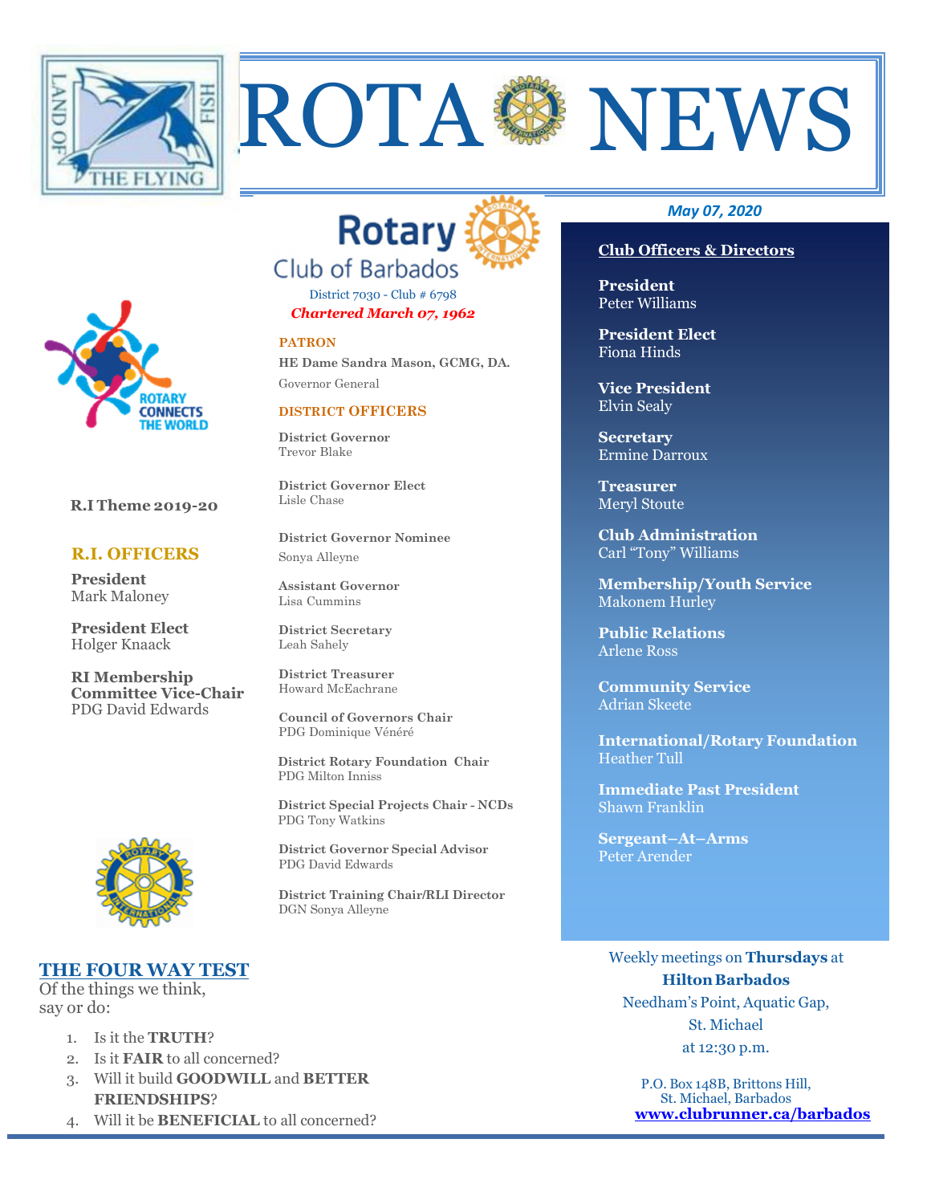# ROTA NEWS

*May 07, 2020*

## Rotary Club of Barbados

District 7030 - Club # 6798

***Chartered March 07, 1962***

**PATRON**

**HE Dame Sandra Mason, GCMG, DA.**
Governor General

**DISTRICT OFFICERS**

**District Governor**
Trevor Blake

**District Governor Elect**
Lisle Chase

**District Governor Nominee**
Sonya Alleyne

**Assistant Governor**
Lisa Cummins

**District Secretary**
Leah Sahely

**District Treasurer**
Howard McEachrane

**Council of Governors Chair**
PDG Dominique Vénéré

**District Rotary Foundation Chair**
PDG Milton Inniss

**District Special Projects Chair - NCDs**
PDG Tony Watkins

**District Governor Special Advisor**
PDG David Edwards

**District Training Chair/RLI Director**
DGN Sonya Alleyne

ROTARY CONNECTS THE WORLD

**R.I Theme 2019-20**

**R.I. OFFICERS**

**President**
Mark Maloney

**President Elect**
Holger Knaack

**RI Membership Committee Vice-Chair**
PDG David Edwards

**Club Officers & Directors**

**President**
Peter Williams

**President Elect**
Fiona Hinds

**Vice President**
Elvin Sealy

**Secretary**
Ermine Darroux

**Treasurer**
Meryl Stoute

**Club Administration**
Carl "Tony" Williams

**Membership/Youth Service**
Makonem Hurley

**Public Relations**
Arlene Ross

**Community Service**
Adrian Skeete

**International/Rotary Foundation**
Heather Tull

**Immediate Past President**
Shawn Franklin

**Sergeant–At–Arms**
Peter Arender

Weekly meetings on **Thursdays** at **Hilton Barbados**
Needham's Point, Aquatic Gap,
St. Michael
at 12:30 p.m.

P.O. Box 148B, Brittons Hill,
St. Michael, Barbados
**www.clubrunner.ca/barbados**

## THE FOUR WAY TEST

Of the things we think, say or do:

1. Is it the **TRUTH**?
2. Is it **FAIR** to all concerned?
3. Will it build **GOODWILL** and **BETTER FRIENDSHIPS**?
4. Will it be **BENEFICIAL** to all concerned?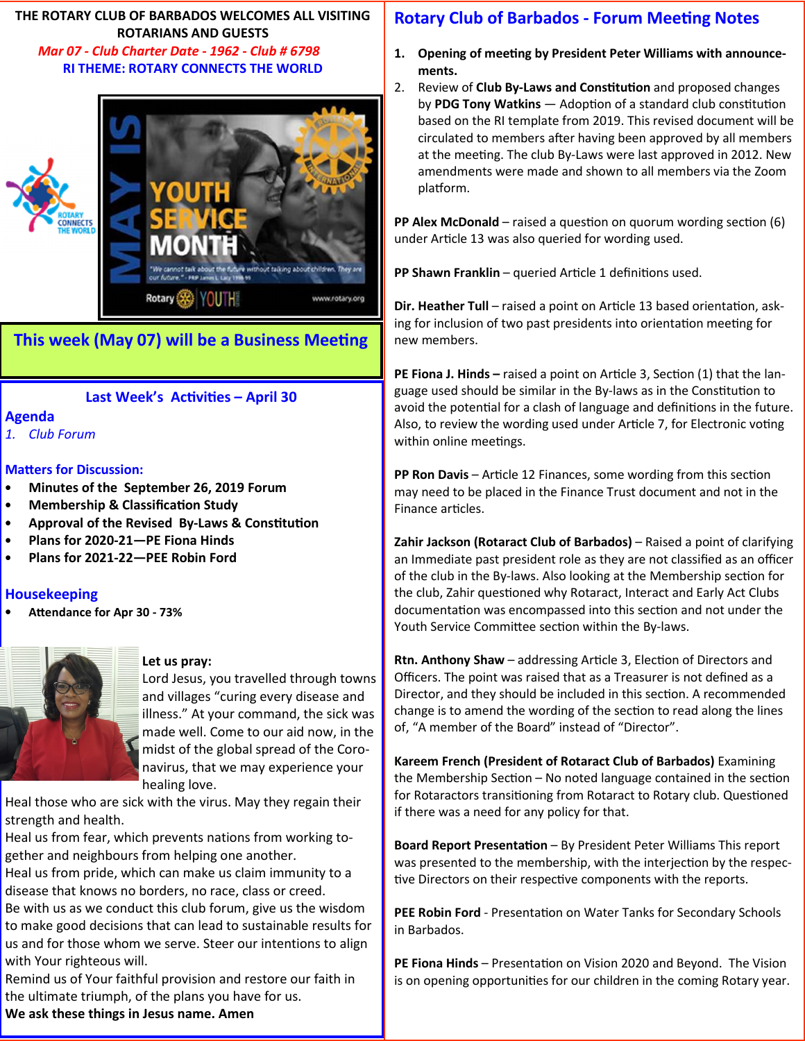**THE ROTARY CLUB OF BARBADOS WELCOMES ALL VISITING ROTARIANS AND GUESTS**

*Mar 07 - Club Charter Date - 1962 - Club # 6798*

**RI THEME: ROTARY CONNECTS THE WORLD**

## This week (May 07) will be a Business Meeting

### Last Week's Activities – April 30

### Agenda

1. *Club Forum*

### Matters for Discussion:

- **Minutes of the September 26, 2019 Forum**
- **Membership & Classification Study**
- **Approval of the Revised By-Laws & Constitution**
- **Plans for 2020-21—PE Fiona Hinds**
- **Plans for 2021-22—PEE Robin Ford**

### Housekeeping

- **Attendance for Apr 30 - 73%**

**Let us pray:**
Lord Jesus, you travelled through towns and villages "curing every disease and illness." At your command, the sick was made well. Come to our aid now, in the midst of the global spread of the Coronavirus, that we may experience your healing love.
Heal those who are sick with the virus. May they regain their strength and health.
Heal us from fear, which prevents nations from working together and neighbours from helping one another.
Heal us from pride, which can make us claim immunity to a disease that knows no borders, no race, class or creed.
Be with us as we conduct this club forum, give us the wisdom to make good decisions that can lead to sustainable results for us and for those whom we serve. Steer our intentions to align with Your righteous will.
Remind us of Your faithful provision and restore our faith in the ultimate triumph, of the plans you have for us.
**We ask these things in Jesus name. Amen**

## Rotary Club of Barbados - Forum Meeting Notes

1. **Opening of meeting by President Peter Williams with announcements.**
2. Review of **Club By-Laws and Constitution** and proposed changes by **PDG Tony Watkins** — Adoption of a standard club constitution based on the RI template from 2019. This revised document will be circulated to members after having been approved by all members at the meeting. The club By-Laws were last approved in 2012. New amendments were made and shown to all members via the Zoom platform.

**PP Alex McDonald** – raised a question on quorum wording section (6) under Article 13 was also queried for wording used.

**PP Shawn Franklin** – queried Article 1 definitions used.

**Dir. Heather Tull** – raised a point on Article 13 based orientation, asking for inclusion of two past presidents into orientation meeting for new members.

**PE Fiona J. Hinds –** raised a point on Article 3, Section (1) that the language used should be similar in the By-laws as in the Constitution to avoid the potential for a clash of language and definitions in the future. Also, to review the wording used under Article 7, for Electronic voting within online meetings.

**PP Ron Davis** – Article 12 Finances, some wording from this section may need to be placed in the Finance Trust document and not in the Finance articles.

**Zahir Jackson (Rotaract Club of Barbados)** – Raised a point of clarifying an Immediate past president role as they are not classified as an officer of the club in the By-laws. Also looking at the Membership section for the club, Zahir questioned why Rotaract, Interact and Early Act Clubs documentation was encompassed into this section and not under the Youth Service Committee section within the By-laws.

**Rtn. Anthony Shaw** – addressing Article 3, Election of Directors and Officers. The point was raised that as a Treasurer is not defined as a Director, and they should be included in this section. A recommended change is to amend the wording of the section to read along the lines of, "A member of the Board" instead of "Director".

**Kareem French (President of Rotaract Club of Barbados)** Examining the Membership Section – No noted language contained in the section for Rotaractors transitioning from Rotaract to Rotary club. Questioned if there was a need for any policy for that.

**Board Report Presentation** – By President Peter Williams This report was presented to the membership, with the interjection by the respective Directors on their respective components with the reports.

**PEE Robin Ford** - Presentation on Water Tanks for Secondary Schools in Barbados.

**PE Fiona Hinds** – Presentation on Vision 2020 and Beyond. The Vision is on opening opportunities for our children in the coming Rotary year.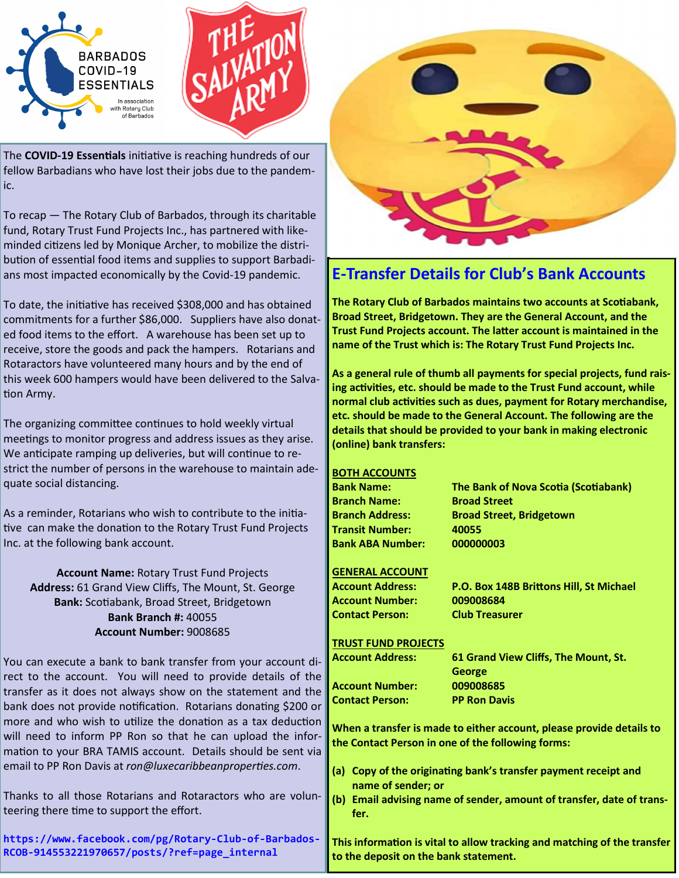The **COVID-19 Essentials** initiative is reaching hundreds of our fellow Barbadians who have lost their jobs due to the pandemic.

To recap — The Rotary Club of Barbados, through its charitable fund, Rotary Trust Fund Projects Inc., has partnered with like-minded citizens led by Monique Archer, to mobilize the distribution of essential food items and supplies to support Barbadians most impacted economically by the Covid-19 pandemic.

To date, the initiative has received $308,000 and has obtained commitments for a further $86,000. Suppliers have also donated food items to the effort. A warehouse has been set up to receive, store the goods and pack the hampers. Rotarians and Rotaractors have volunteered many hours and by the end of this week 600 hampers would have been delivered to the Salvation Army.

The organizing committee continues to hold weekly virtual meetings to monitor progress and address issues as they arise. We anticipate ramping up deliveries, but will continue to restrict the number of persons in the warehouse to maintain adequate social distancing.

As a reminder, Rotarians who wish to contribute to the initiative can make the donation to the Rotary Trust Fund Projects Inc. at the following bank account.

**Account Name:** Rotary Trust Fund Projects
**Address:** 61 Grand View Cliffs, The Mount, St. George
**Bank:** Scotiabank, Broad Street, Bridgetown
**Bank Branch #:** 40055
**Account Number:** 9008685

You can execute a bank to bank transfer from your account direct to the account. You will need to provide details of the transfer as it does not always show on the statement and the bank does not provide notification. Rotarians donating $200 or more and who wish to utilize the donation as a tax deduction will need to inform PP Ron so that he can upload the information to your BRA TAMIS account. Details should be sent via email to PP Ron Davis at *ron@luxecaribbeanproperties.com*.

Thanks to all those Rotarians and Rotaractors who are volunteering there time to support the effort.

https://www.facebook.com/pg/Rotary-Club-of-Barbados-RCOB-914553221970657/posts/?ref=page_internal

## E-Transfer Details for Club's Bank Accounts

**The Rotary Club of Barbados maintains two accounts at Scotiabank, Broad Street, Bridgetown. They are the General Account, and the Trust Fund Projects account. The latter account is maintained in the name of the Trust which is: The Rotary Trust Fund Projects Inc.**

**As a general rule of thumb all payments for special projects, fund raising activities, etc. should be made to the Trust Fund account, while normal club activities such as dues, payment for Rotary merchandise, etc. should be made to the General Account. The following are the details that should be provided to your bank in making electronic (online) bank transfers:**

**BOTH ACCOUNTS**

| | |
|---|---|
| **Bank Name:** | **The Bank of Nova Scotia (Scotiabank)** |
| **Branch Name:** | **Broad Street** |
| **Branch Address:** | **Broad Street, Bridgetown** |
| **Transit Number:** | **40055** |
| **Bank ABA Number:** | **000000003** |

**GENERAL ACCOUNT**

| | |
|---|---|
| **Account Address:** | **P.O. Box 148B Brittons Hill, St Michael** |
| **Account Number:** | **009008684** |
| **Contact Person:** | **Club Treasurer** |

**TRUST FUND PROJECTS**

| | |
|---|---|
| **Account Address:** | **61 Grand View Cliffs, The Mount, St. George** |
| **Account Number:** | **009008685** |
| **Contact Person:** | **PP Ron Davis** |

**When a transfer is made to either account, please provide details to the Contact Person in one of the following forms:**

**(a) Copy of the originating bank's transfer payment receipt and name of sender; or**
**(b) Email advising name of sender, amount of transfer, date of transfer.**

**This information is vital to allow tracking and matching of the transfer to the deposit on the bank statement.**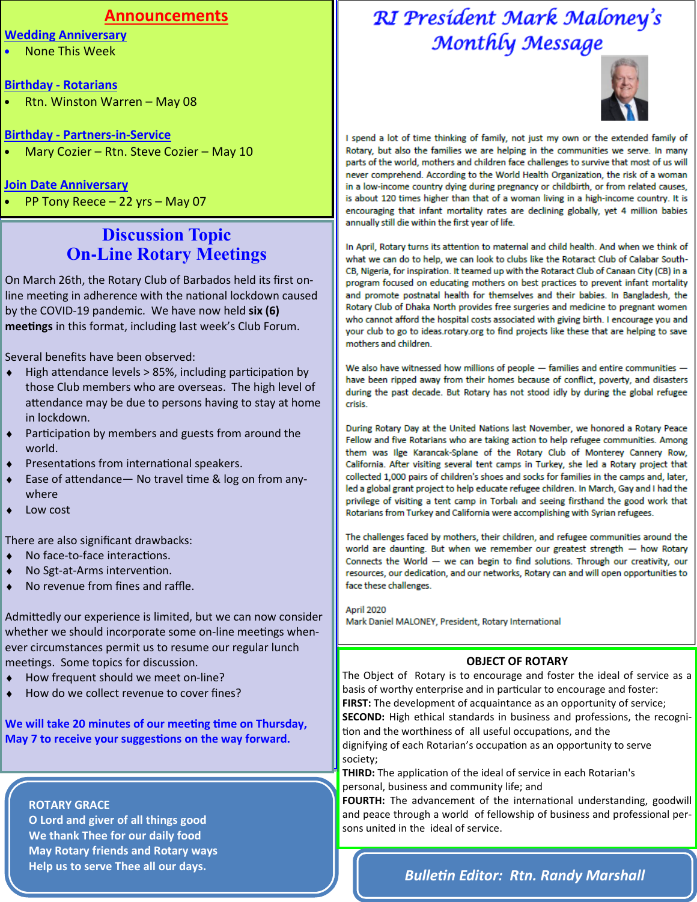## Announcements

**Wedding Anniversary**

- None This Week

**Birthday - Rotarians**

- Rtn. Winston Warren – May 08

**Birthday - Partners-in-Service**

- Mary Cozier – Rtn. Steve Cozier – May 10

**Join Date Anniversary**

- PP Tony Reece – 22 yrs – May 07

## Discussion Topic
## On-Line Rotary Meetings

On March 26th, the Rotary Club of Barbados held its first on-line meeting in adherence with the national lockdown caused by the COVID-19 pandemic. We have now held **six (6) meetings** in this format, including last week's Club Forum.

Several benefits have been observed:

- High attendance levels > 85%, including participation by those Club members who are overseas. The high level of attendance may be due to persons having to stay at home in lockdown.
- Participation by members and guests from around the world.
- Presentations from international speakers.
- Ease of attendance— No travel time & log on from any-where
- Low cost

There are also significant drawbacks:

- No face-to-face interactions.
- No Sgt-at-Arms intervention.
- No revenue from fines and raffle.

Admittedly our experience is limited, but we can now consider whether we should incorporate some on-line meetings when-ever circumstances permit us to resume our regular lunch meetings. Some topics for discussion.

- How frequent should we meet on-line?
- How do we collect revenue to cover fines?

**We will take 20 minutes of our meeting time on Thursday, May 7 to receive your suggestions on the way forward.**

**ROTARY GRACE**
**O Lord and giver of all things good**
**We thank Thee for our daily food**
**May Rotary friends and Rotary ways**
**Help us to serve Thee all our days.**

## *RI President Mark Maloney's Monthly Message*

I spend a lot of time thinking of family, not just my own or the extended family of Rotary, but also the families we are helping in the communities we serve. In many parts of the world, mothers and children face challenges to survive that most of us will never comprehend. According to the World Health Organization, the risk of a woman in a low-income country dying during pregnancy or childbirth, or from related causes, is about 120 times higher than that of a woman living in a high-income country. It is encouraging that infant mortality rates are declining globally, yet 4 million babies annually still die within the first year of life.

In April, Rotary turns its attention to maternal and child health. And when we think of what we can do to help, we can look to clubs like the Rotaract Club of Calabar South-CB, Nigeria, for inspiration. It teamed up with the Rotaract Club of Canaan City (CB) in a program focused on educating mothers on best practices to prevent infant mortality and promote postnatal health for themselves and their babies. In Bangladesh, the Rotary Club of Dhaka North provides free surgeries and medicine to pregnant women who cannot afford the hospital costs associated with giving birth. I encourage you and your club to go to ideas.rotary.org to find projects like these that are helping to save mothers and children.

We also have witnessed how millions of people — families and entire communities — have been ripped away from their homes because of conflict, poverty, and disasters during the past decade. But Rotary has not stood idly by during the global refugee crisis.

During Rotary Day at the United Nations last November, we honored a Rotary Peace Fellow and five Rotarians who are taking action to help refugee communities. Among them was Ilge Karancak-Splane of the Rotary Club of Monterey Cannery Row, California. After visiting several tent camps in Turkey, she led a Rotary project that collected 1,000 pairs of children's shoes and socks for families in the camps and, later, led a global grant project to help educate refugee children. In March, Gay and I had the privilege of visiting a tent camp in Torbalı and seeing firsthand the good work that Rotarians from Turkey and California were accomplishing with Syrian refugees.

The challenges faced by mothers, their children, and refugee communities around the world are daunting. But when we remember our greatest strength — how Rotary Connects the World — we can begin to find solutions. Through our creativity, our resources, our dedication, and our networks, Rotary can and will open opportunities to face these challenges.

April 2020
Mark Daniel MALONEY, President, Rotary International

**OBJECT OF ROTARY**

The Object of Rotary is to encourage and foster the ideal of service as a basis of worthy enterprise and in particular to encourage and foster:

**FIRST:** The development of acquaintance as an opportunity of service;

**SECOND:** High ethical standards in business and professions, the recognition and the worthiness of all useful occupations, and the dignifying of each Rotarian's occupation as an opportunity to serve society;

**THIRD:** The application of the ideal of service in each Rotarian's personal, business and community life; and

**FOURTH:** The advancement of the international understanding, goodwill and peace through a world of fellowship of business and professional persons united in the ideal of service.

***Bulletin Editor: Rtn. Randy Marshall***